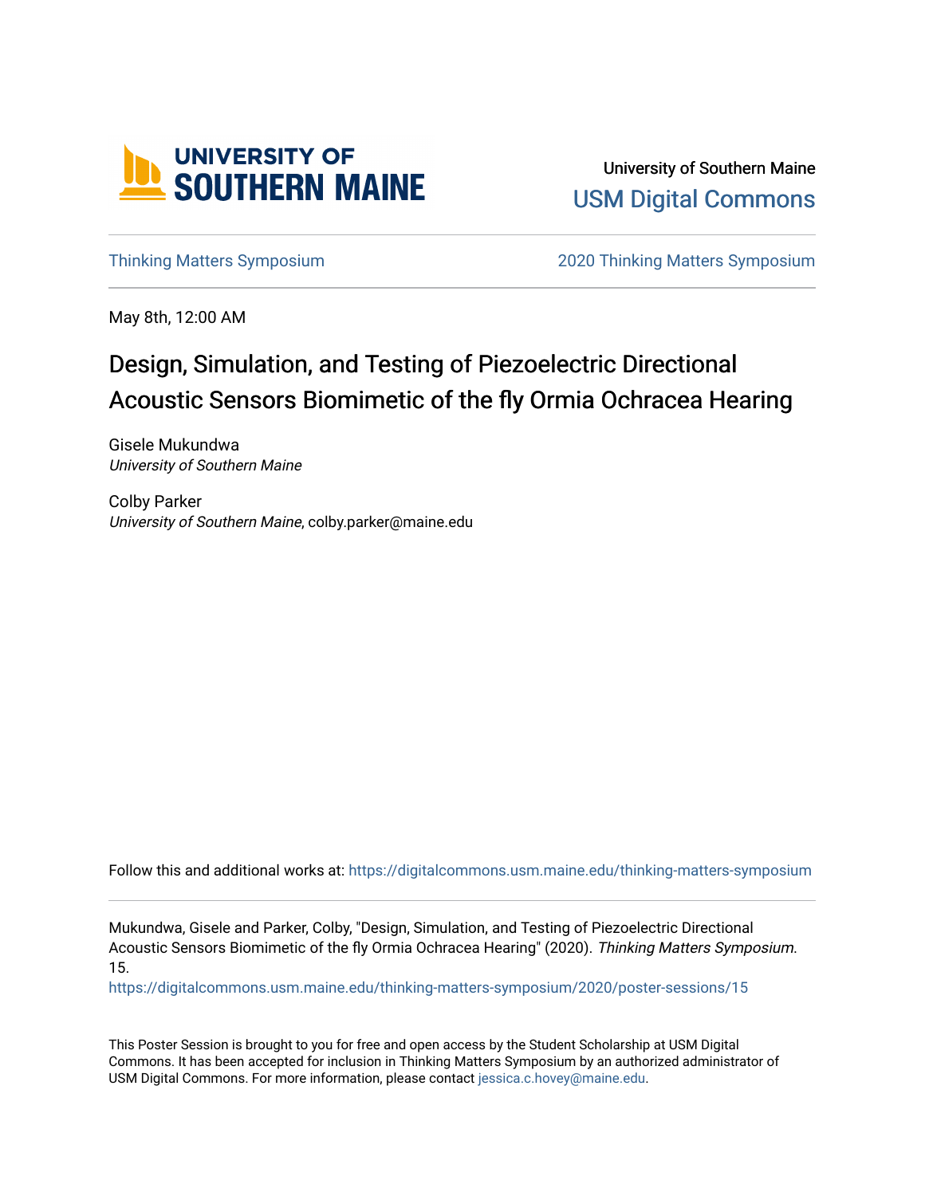University of Southern Maine

USM Digital Commons

Thinking Matters Symposium

2020 Thinking Matters Symposium

May 8th, 12:00 AM

# Design, Simulation, and Testing of Piezoelectric Directional Acoustic Sensors Biomimetic of the fly Ormia Ochracea Hearing

Gisele Mukundwa
*University of Southern Maine*

Colby Parker
*University of Southern Maine*, colby.parker@maine.edu

Follow this and additional works at: https://digitalcommons.usm.maine.edu/thinking-matters-symposium

Mukundwa, Gisele and Parker, Colby, "Design, Simulation, and Testing of Piezoelectric Directional Acoustic Sensors Biomimetic of the fly Ormia Ochracea Hearing" (2020). *Thinking Matters Symposium.* 15.
https://digitalcommons.usm.maine.edu/thinking-matters-symposium/2020/poster-sessions/15

This Poster Session is brought to you for free and open access by the Student Scholarship at USM Digital Commons. It has been accepted for inclusion in Thinking Matters Symposium by an authorized administrator of USM Digital Commons. For more information, please contact jessica.c.hovey@maine.edu.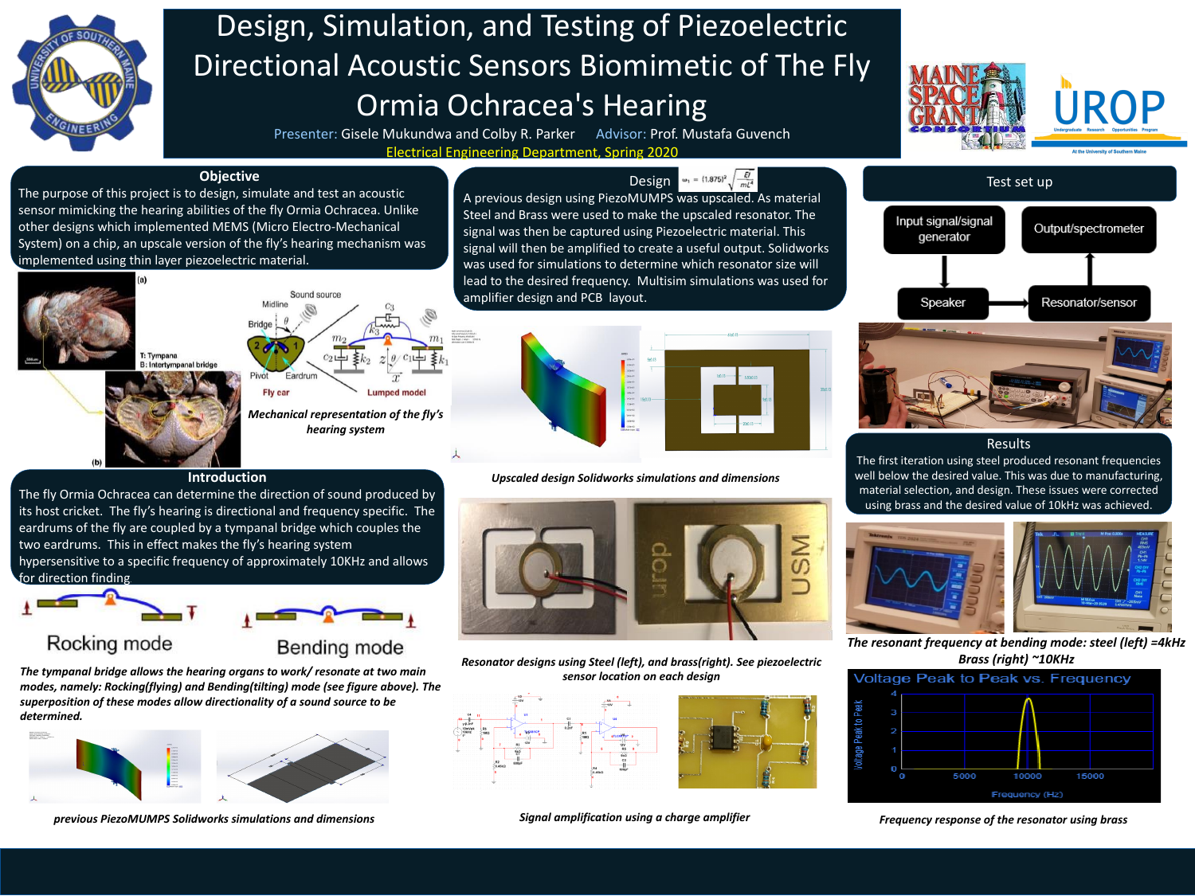# Design, Simulation, and Testing of Piezoelectric Directional Acoustic Sensors Biomimetic of The Fly Ormia Ochracea's Hearing

Presenter: Gisele Mukundwa and Colby R. Parker Advisor: Prof. Mustafa Guvench

Electrical Engineering Department, Spring 2020

## Objective

The purpose of this project is to design, simulate and test an acoustic sensor mimicking the hearing abilities of the fly Ormia Ochracea. Unlike other designs which implemented MEMS (Micro Electro-Mechanical System) on a chip, an upscale version of the fly's hearing mechanism was implemented using thin layer piezoelectric material.

(a)

T: Tympana
B: Intertympanal bridge

(b)

Sound source
Midline
Bridge
Pivot
Eardrum
Fly ear
Lumped model

*Mechanical representation of the fly's hearing system*

## Introduction

The fly Ormia Ochracea can determine the direction of sound produced by its host cricket. The fly's hearing is directional and frequency specific. The eardrums of the fly are coupled by a tympanal bridge which couples the two eardrums. This in effect makes the fly's hearing system hypersensitive to a specific frequency of approximately 10KHz and allows for direction finding.

Rocking mode

Bending mode

*The tympanal bridge allows the hearing organs to work/ resonate at two main modes, namely: Rocking(flying) and Bending(tilting) mode (see figure above). The superposition of these modes allow directionality of a sound source to be determined.*

*previous PiezoMUMPS Solidworks simulations and dimensions*

## Design

$$\omega_1 = (1.875)^2 \sqrt{\frac{EI}{mL^4}}$$

A previous design using PiezoMUMPS was upscaled. As material Steel and Brass were used to make the upscaled resonator. The signal was then be captured using Piezoelectric material. This signal will then be amplified to create a useful output. Solidworks was used for simulations to determine which resonator size will lead to the desired frequency. Multisim simulations was used for amplifier design and PCB layout.

*Upscaled design Solidworks simulations and dimensions*

*Resonator designs using Steel (left), and brass(right). See piezoelectric sensor location on each design*

*Signal amplification using a charge amplifier*

## Test set up

Input signal/signal generator

Output/spectrometer

Speaker

Resonator/sensor

## Results

The first iteration using steel produced resonant frequencies well below the desired value. This was due to manufacturing, material selection, and design. These issues were corrected using brass and the desired value of 10kHz was achieved.

*The resonant frequency at bending mode: steel (left) =4kHz Brass (right) ~10KHz*

Voltage Peak to Peak vs. Frequency

Voltage Peak to Peak

0 1 2 3 4

0 5000 10000 15000

Frequency (Hz)

*Frequency response of the resonator using brass*